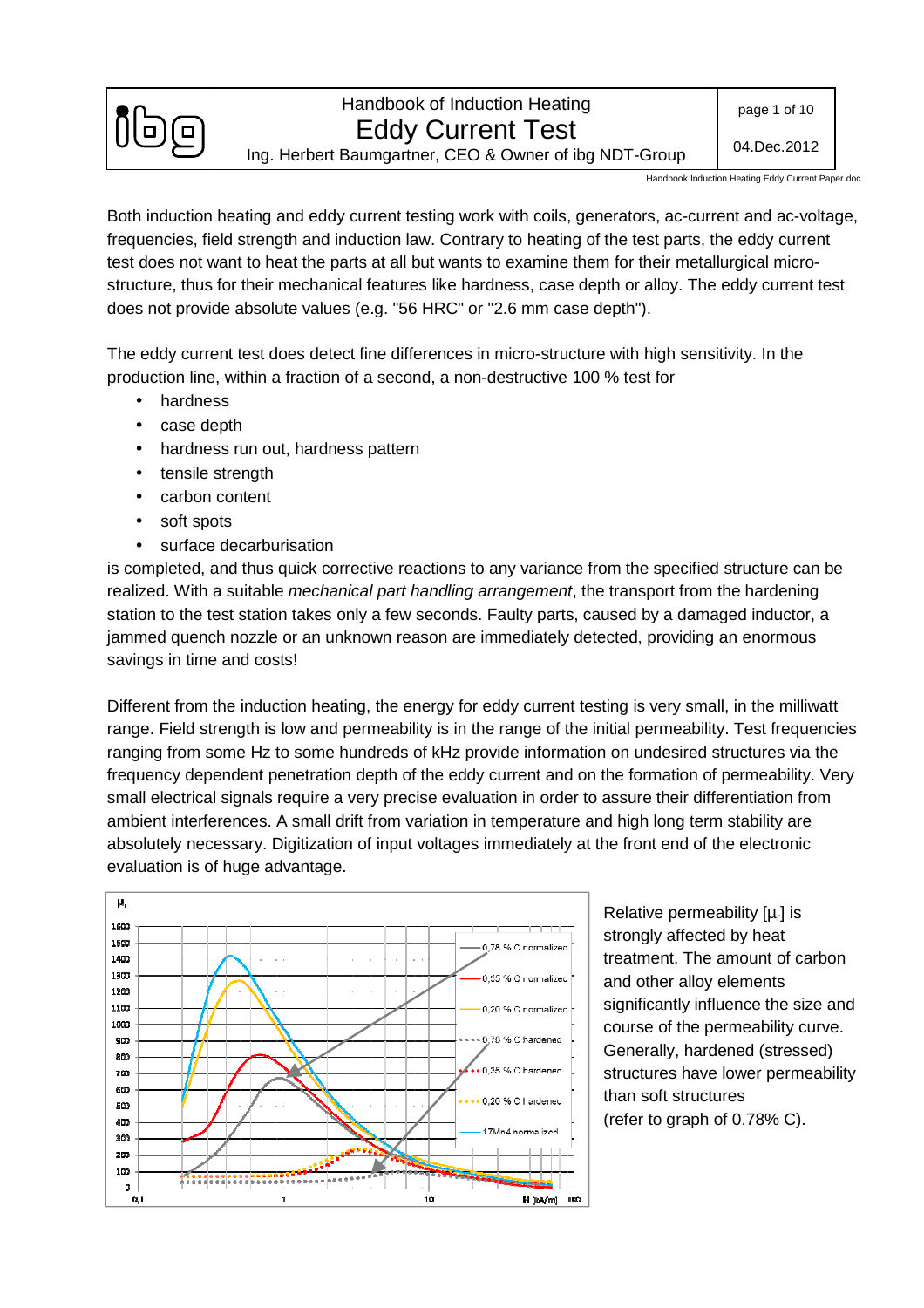# Handbook of Induction Heating
## Eddy Current Test

Ing. Herbert Baumgartner, CEO & Owner of ibg NDT-Group

Both induction heating and eddy current testing work with coils, generators, ac-current and ac-voltage, frequencies, field strength and induction law. Contrary to heating of the test parts, the eddy current test does not want to heat the parts at all but wants to examine them for their metallurgical micro-structure, thus for their mechanical features like hardness, case depth or alloy. The eddy current test does not provide absolute values (e.g. "56 HRC" or "2.6 mm case depth").

The eddy current test does detect fine differences in micro-structure with high sensitivity. In the production line, within a fraction of a second, a non-destructive 100 % test for

- hardness
- case depth
- hardness run out, hardness pattern
- tensile strength
- carbon content
- soft spots
- surface decarburisation

is completed, and thus quick corrective reactions to any variance from the specified structure can be realized. With a suitable *mechanical part handling arrangement*, the transport from the hardening station to the test station takes only a few seconds. Faulty parts, caused by a damaged inductor, a jammed quench nozzle or an unknown reason are immediately detected, providing an enormous savings in time and costs!

Different from the induction heating, the energy for eddy current testing is very small, in the milliwatt range. Field strength is low and permeability is in the range of the initial permeability. Test frequencies ranging from some Hz to some hundreds of kHz provide information on undesired structures via the frequency dependent penetration depth of the eddy current and on the formation of permeability. Very small electrical signals require a very precise evaluation in order to assure their differentiation from ambient interferences. A small drift from variation in temperature and high long term stability are absolutely necessary. Digitization of input voltages immediately at the front end of the electronic evaluation is of huge advantage.

Relative permeability [$\mu_r$] is strongly affected by heat treatment. The amount of carbon and other alloy elements significantly influence the size and course of the permeability curve. Generally, hardened (stressed) structures have lower permeability than soft structures (refer to graph of 0.78% C).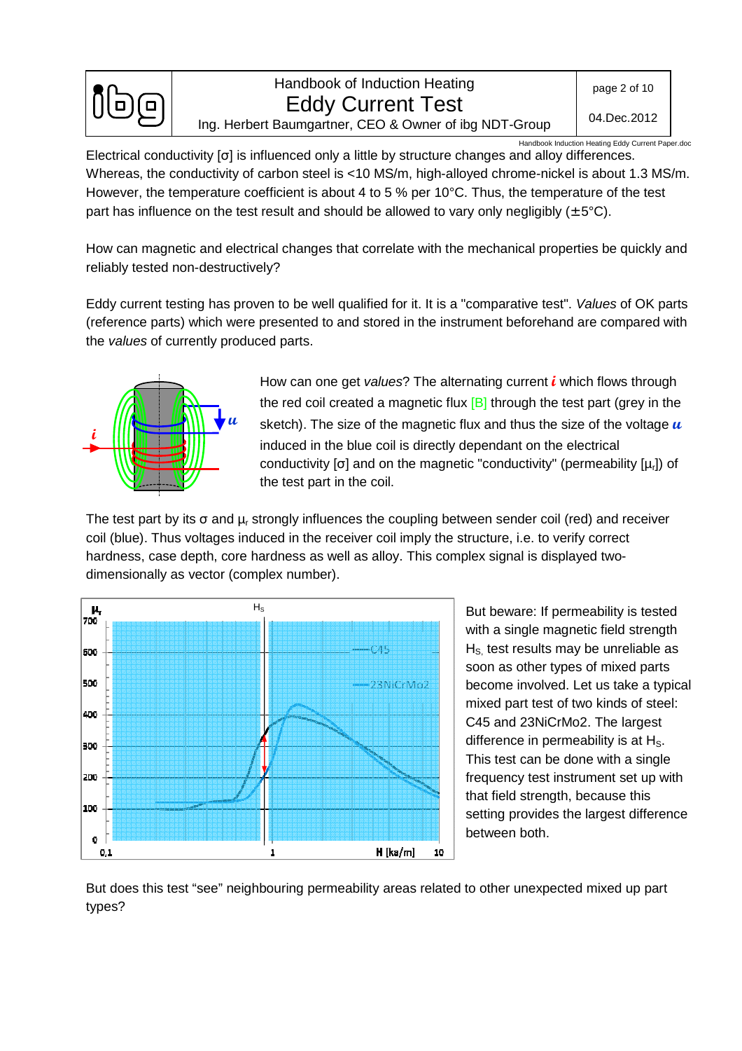Electrical conductivity [σ] is influenced only a little by structure changes and alloy differences. Whereas, the conductivity of carbon steel is <10 MS/m, high-alloyed chrome-nickel is about 1.3 MS/m. However, the temperature coefficient is about 4 to 5 % per 10°C. Thus, the temperature of the test part has influence on the test result and should be allowed to vary only negligibly (±5°C).

How can magnetic and electrical changes that correlate with the mechanical properties be quickly and reliably tested non-destructively?

Eddy current testing has proven to be well qualified for it. It is a "comparative test". *Values* of OK parts (reference parts) which were presented to and stored in the instrument beforehand are compared with the *values* of currently produced parts.

How can one get *values*? The alternating current $i$ which flows through the red coil created a magnetic flux [B] through the test part (grey in the sketch). The size of the magnetic flux and thus the size of the voltage $u$ induced in the blue coil is directly dependant on the electrical conductivity [σ] and on the magnetic "conductivity" (permeability [$\mu_r$]) of the test part in the coil.

The test part by its σ and $\mu_r$ strongly influences the coupling between sender coil (red) and receiver coil (blue). Thus voltages induced in the receiver coil imply the structure, i.e. to verify correct hardness, case depth, core hardness as well as alloy. This complex signal is displayed two-dimensionally as vector (complex number).

But beware: If permeability is tested with a single magnetic field strength $H_S$, test results may be unreliable as soon as other types of mixed parts become involved. Let us take a typical mixed part test of two kinds of steel: C45 and 23NiCrMo2. The largest difference in permeability is at $H_S$. This test can be done with a single frequency test instrument set up with that field strength, because this setting provides the largest difference between both.

But does this test "see" neighbouring permeability areas related to other unexpected mixed up part types?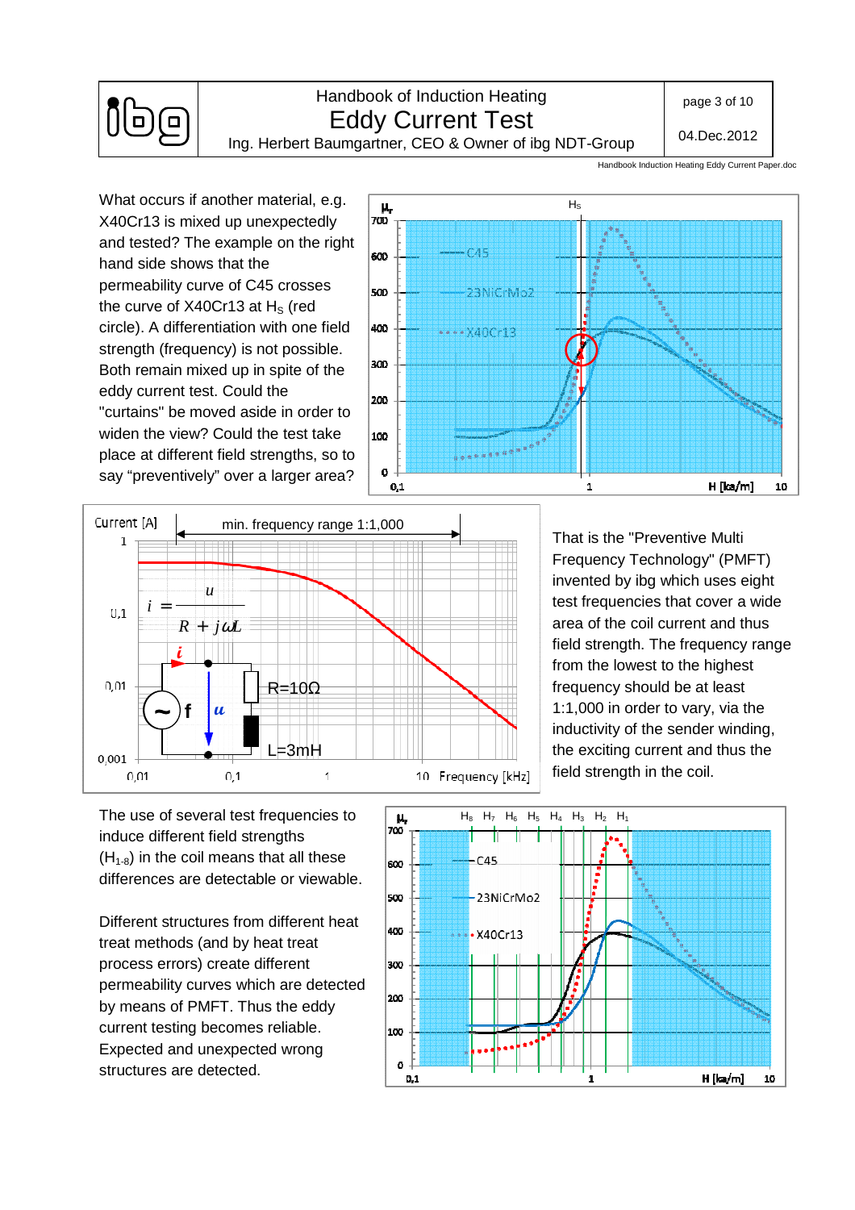What occurs if another material, e.g. X40Cr13 is mixed up unexpectedly and tested? The example on the right hand side shows that the permeability curve of C45 crosses the curve of X40Cr13 at $H_S$ (red circle). A differentiation with one field strength (frequency) is not possible. Both remain mixed up in spite of the eddy current test. Could the "curtains" be moved aside in order to widen the view? Could the test take place at different field strengths, so to say "preventively" over a larger area?

That is the "Preventive Multi Frequency Technology" (PMFT) invented by ibg which uses eight test frequencies that cover a wide area of the coil current and thus field strength. The frequency range from the lowest to the highest frequency should be at least 1:1,000 in order to vary, via the inductivity of the sender winding, the exciting current and thus the field strength in the coil.

$$i = \frac{u}{R + j\omega L}$$

The use of several test frequencies to induce different field strengths ($H_{1\text{-}8}$) in the coil means that all these differences are detectable or viewable.

Different structures from different heat treat methods (and by heat treat process errors) create different permeability curves which are detected by means of PMFT. Thus the eddy current testing becomes reliable. Expected and unexpected wrong structures are detected.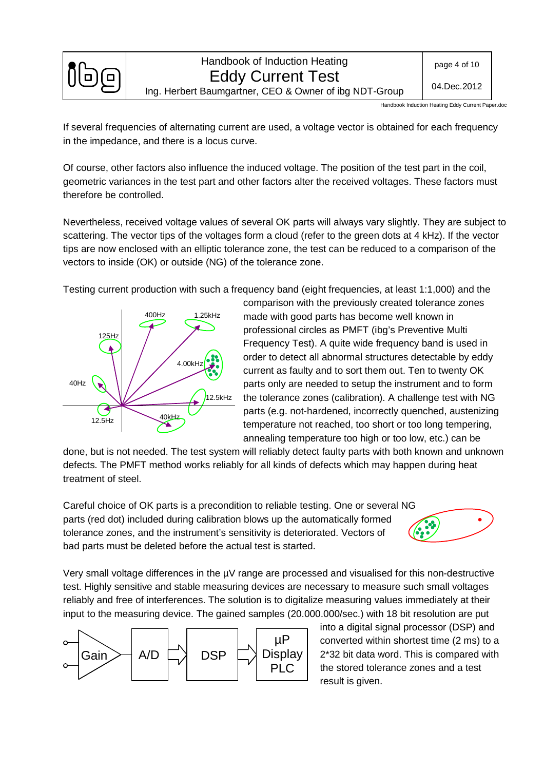If several frequencies of alternating current are used, a voltage vector is obtained for each frequency in the impedance, and there is a locus curve.

Of course, other factors also influence the induced voltage. The position of the test part in the coil, geometric variances in the test part and other factors alter the received voltages. These factors must therefore be controlled.

Nevertheless, received voltage values of several OK parts will always vary slightly. They are subject to scattering. The vector tips of the voltages form a cloud (refer to the green dots at 4 kHz). If the vector tips are now enclosed with an elliptic tolerance zone, the test can be reduced to a comparison of the vectors to inside (OK) or outside (NG) of the tolerance zone.

Testing current production with such a frequency band (eight frequencies, at least 1:1,000) and the comparison with the previously created tolerance zones made with good parts has become well known in professional circles as PMFT (ibg's Preventive Multi Frequency Test). A quite wide frequency band is used in order to detect all abnormal structures detectable by eddy current as faulty and to sort them out. Ten to twenty OK parts only are needed to setup the instrument and to form the tolerance zones (calibration). A challenge test with NG parts (e.g. not-hardened, incorrectly quenched, austenizing temperature not reached, too short or too long tempering, annealing temperature too high or too low, etc.) can be done, but is not needed. The test system will reliably detect faulty parts with both known and unknown defects. The PMFT method works reliably for all kinds of defects which may happen during heat treatment of steel.

Careful choice of OK parts is a precondition to reliable testing. One or several NG parts (red dot) included during calibration blows up the automatically formed tolerance zones, and the instrument's sensitivity is deteriorated. Vectors of bad parts must be deleted before the actual test is started.

Very small voltage differences in the µV range are processed and visualised for this non-destructive test. Highly sensitive and stable measuring devices are necessary to measure such small voltages reliably and free of interferences. The solution is to digitalize measuring values immediately at their input to the measuring device. The gained samples (20.000.000/sec.) with 18 bit resolution are put into a digital signal processor (DSP) and converted within shortest time (2 ms) to a 2*32 bit data word. This is compared with the stored tolerance zones and a test result is given.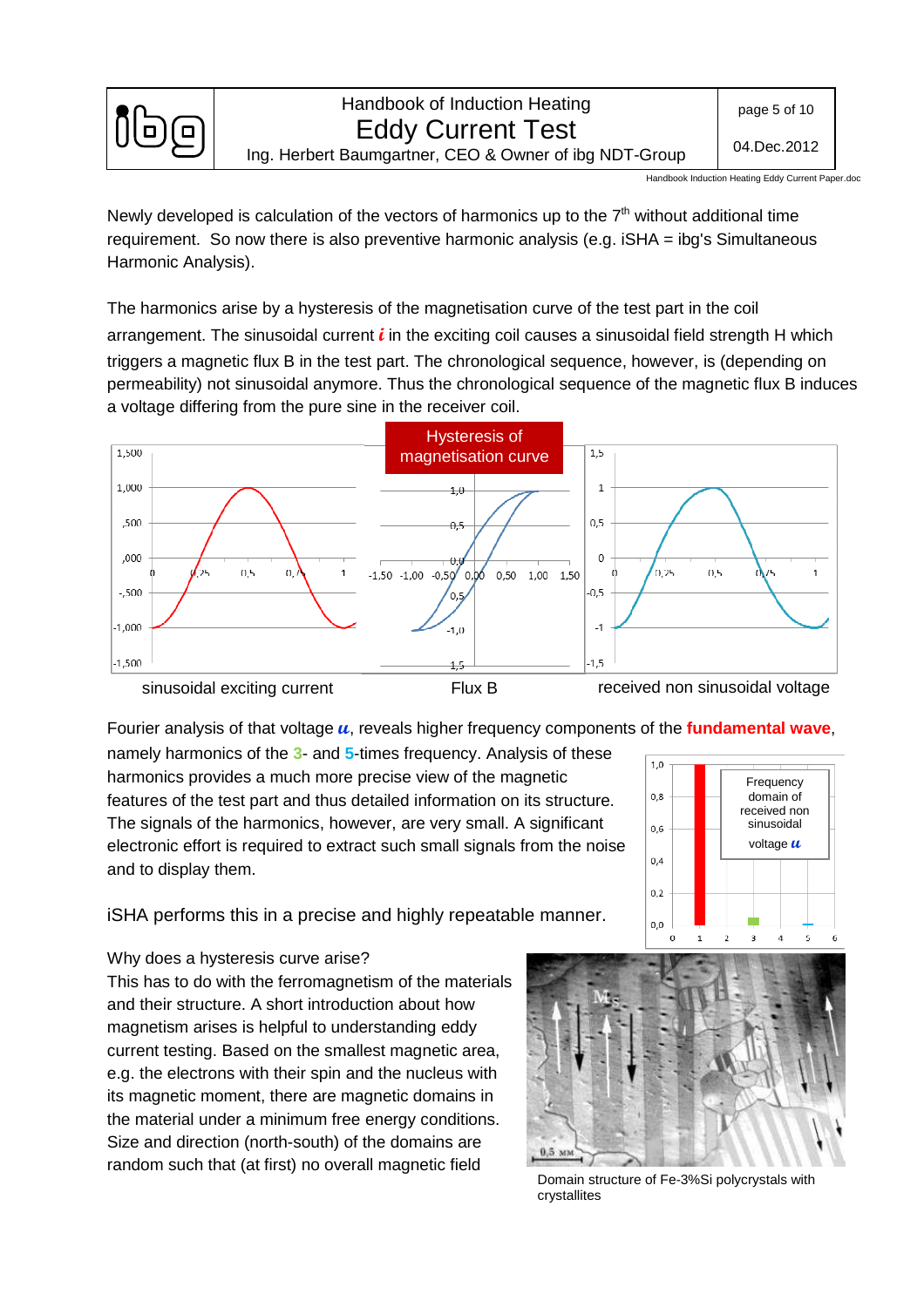Newly developed is calculation of the vectors of harmonics up to the 7th without additional time requirement. So now there is also preventive harmonic analysis (e.g. iSHA = ibg's Simultaneous Harmonic Analysis).

The harmonics arise by a hysteresis of the magnetisation curve of the test part in the coil arrangement. The sinusoidal current ***i*** in the exciting coil causes a sinusoidal field strength H which triggers a magnetic flux B in the test part. The chronological sequence, however, is (depending on permeability) not sinusoidal anymore. Thus the chronological sequence of the magnetic flux B induces a voltage differing from the pure sine in the receiver coil.

Hysteresis of magnetisation curve

sinusoidal exciting current — Flux B — received non sinusoidal voltage

Fourier analysis of that voltage ***u***, reveals higher frequency components of the **fundamental wave**, namely harmonics of the **3**- and **5**-times frequency. Analysis of these harmonics provides a much more precise view of the magnetic features of the test part and thus detailed information on its structure. The signals of the harmonics, however, are very small. A significant electronic effort is required to extract such small signals from the noise and to display them.

Frequency domain of received non sinusoidal voltage ***u***

iSHA performs this in a precise and highly repeatable manner.

Why does a hysteresis curve arise?
This has to do with the ferromagnetism of the materials and their structure. A short introduction about how magnetism arises is helpful to understanding eddy current testing. Based on the smallest magnetic area, e.g. the electrons with their spin and the nucleus with its magnetic moment, there are magnetic domains in the material under a minimum free energy conditions. Size and direction (north-south) of the domains are random such that (at first) no overall magnetic field

Domain structure of Fe-3%Si polycrystals with crystallites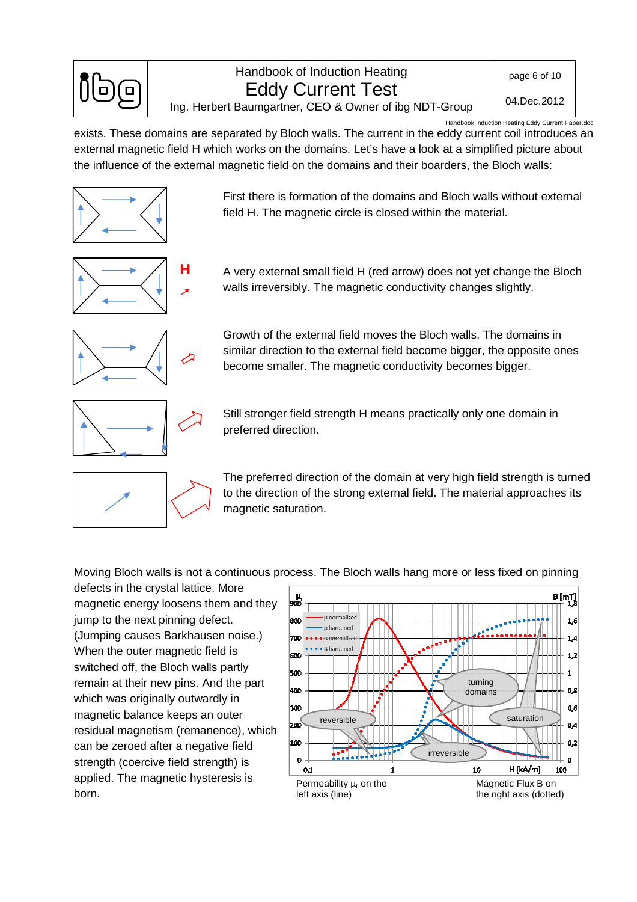exists. These domains are separated by Bloch walls. The current in the eddy current coil introduces an external magnetic field H which works on the domains. Let's have a look at a simplified picture about the influence of the external magnetic field on the domains and their boarders, the Bloch walls:

First there is formation of the domains and Bloch walls without external field H. The magnetic circle is closed within the material.

A very external small field H (red arrow) does not yet change the Bloch walls irreversibly. The magnetic conductivity changes slightly.

Growth of the external field moves the Bloch walls. The domains in similar direction to the external field become bigger, the opposite ones become smaller. The magnetic conductivity becomes bigger.

Still stronger field strength H means practically only one domain in preferred direction.

The preferred direction of the domain at very high field strength is turned to the direction of the strong external field. The material approaches its magnetic saturation.

Moving Bloch walls is not a continuous process. The Bloch walls hang more or less fixed on pinning defects in the crystal lattice. More magnetic energy loosens them and they jump to the next pinning defect. (Jumping causes Barkhausen noise.) When the outer magnetic field is switched off, the Bloch walls partly remain at their new pins. And the part which was originally outwardly in magnetic balance keeps an outer residual magnetism (remanence), which can be zeroed after a negative field strength (coercive field strength) is applied. The magnetic hysteresis is born.

Permeability $\mu_r$ on the left axis (line)

Magnetic Flux B on the right axis (dotted)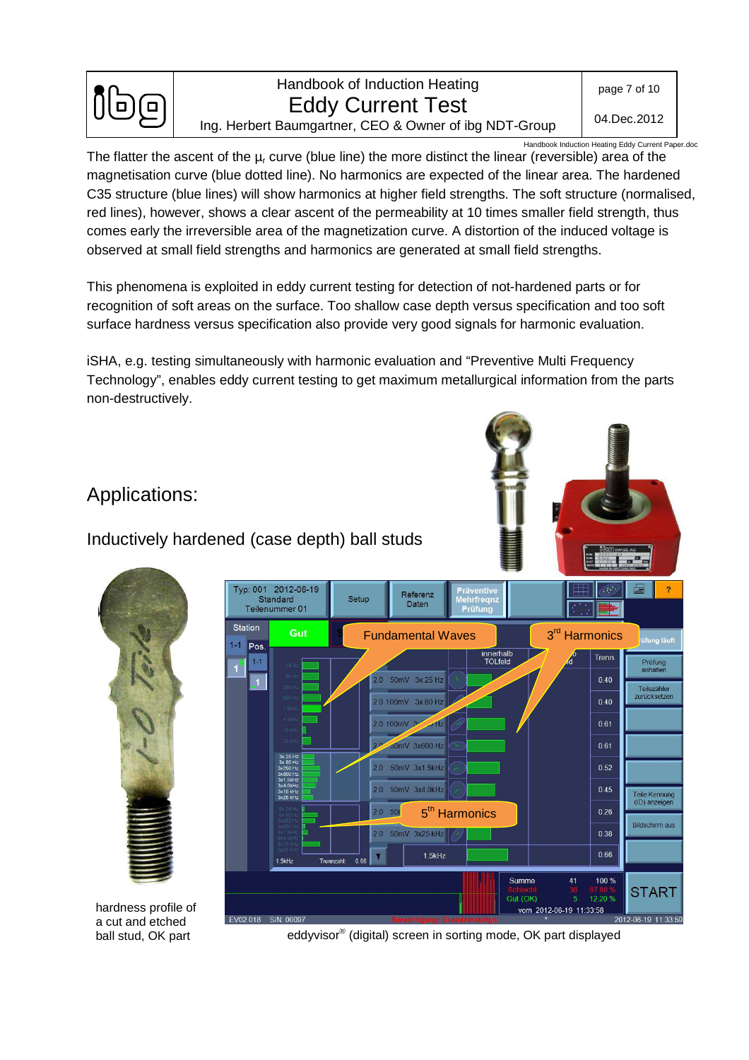The flatter the ascent of the $\mu_r$ curve (blue line) the more distinct the linear (reversible) area of the magnetisation curve (blue dotted line). No harmonics are expected of the linear area. The hardened C35 structure (blue lines) will show harmonics at higher field strengths. The soft structure (normalised, red lines), however, shows a clear ascent of the permeability at 10 times smaller field strength, thus comes early the irreversible area of the magnetization curve. A distortion of the induced voltage is observed at small field strengths and harmonics are generated at small field strengths.

This phenomena is exploited in eddy current testing for detection of not-hardened parts or for recognition of soft areas on the surface. Too shallow case depth versus specification and too soft surface hardness versus specification also provide very good signals for harmonic evaluation.

iSHA, e.g. testing simultaneously with harmonic evaluation and "Preventive Multi Frequency Technology", enables eddy current testing to get maximum metallurgical information from the parts non-destructively.

## Applications:

### Inductively hardened (case depth) ball studs

hardness profile of a cut and etched ball stud, OK part

eddyvisor® (digital) screen in sorting mode, OK part displayed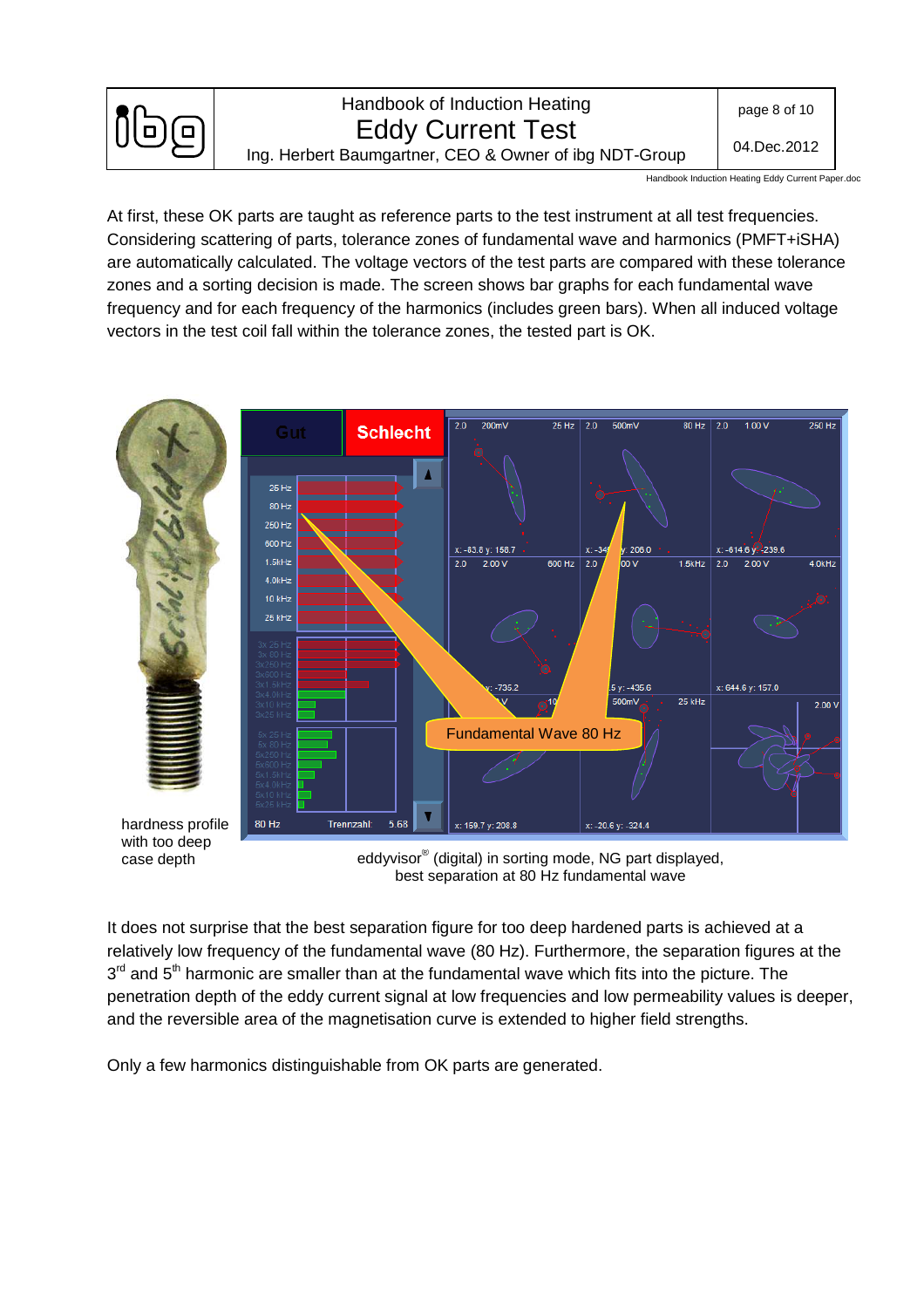At first, these OK parts are taught as reference parts to the test instrument at all test frequencies. Considering scattering of parts, tolerance zones of fundamental wave and harmonics (PMFT+iSHA) are automatically calculated. The voltage vectors of the test parts are compared with these tolerance zones and a sorting decision is made. The screen shows bar graphs for each fundamental wave frequency and for each frequency of the harmonics (includes green bars). When all induced voltage vectors in the test coil fall within the tolerance zones, the tested part is OK.

hardness profile with too deep case depth

eddyvisor® (digital) in sorting mode, NG part displayed, best separation at 80 Hz fundamental wave

It does not surprise that the best separation figure for too deep hardened parts is achieved at a relatively low frequency of the fundamental wave (80 Hz). Furthermore, the separation figures at the 3rd and 5th harmonic are smaller than at the fundamental wave which fits into the picture. The penetration depth of the eddy current signal at low frequencies and low permeability values is deeper, and the reversible area of the magnetisation curve is extended to higher field strengths.

Only a few harmonics distinguishable from OK parts are generated.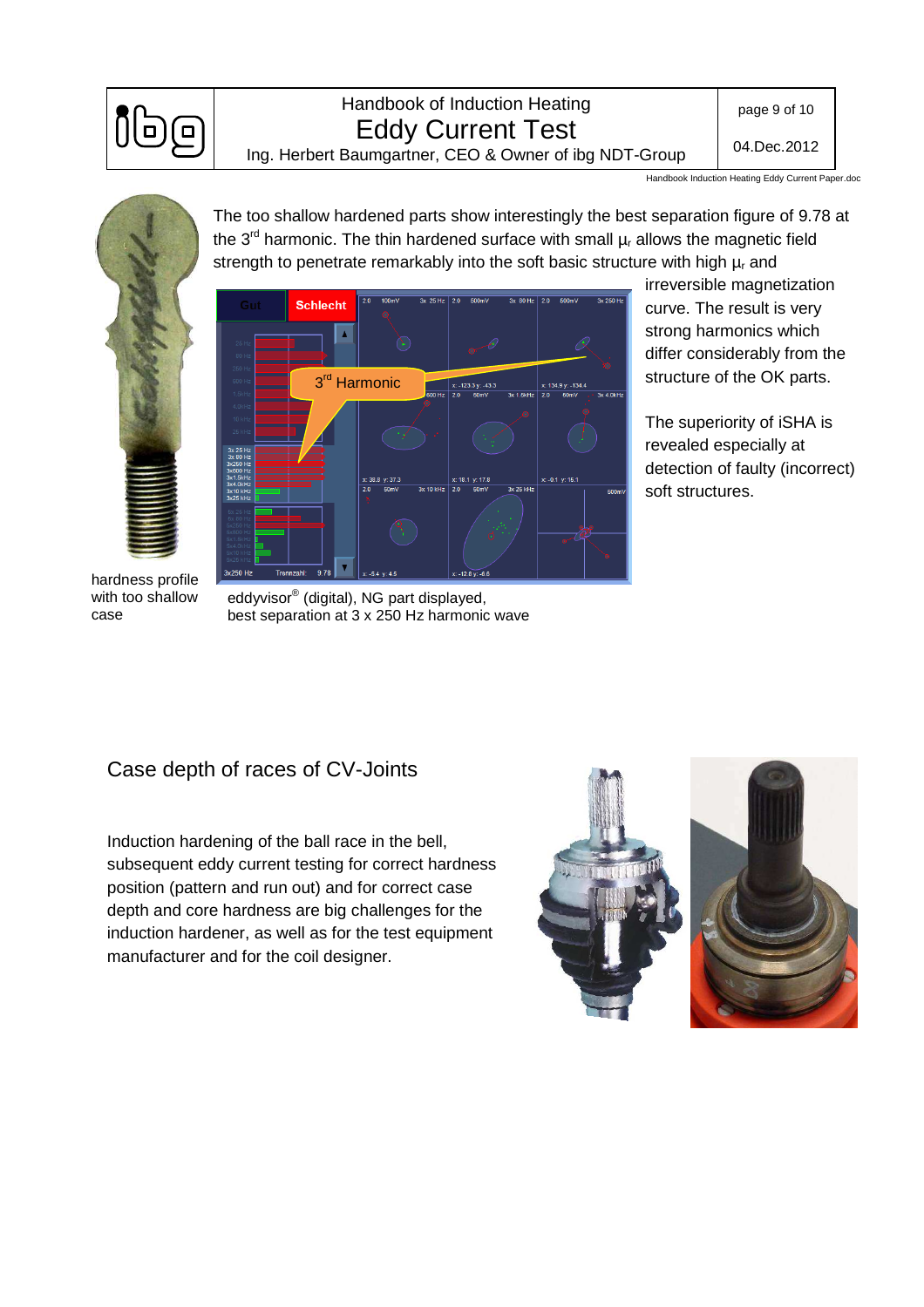The too shallow hardened parts show interestingly the best separation figure of 9.78 at the 3rd harmonic. The thin hardened surface with small $\mu_r$ allows the magnetic field strength to penetrate remarkably into the soft basic structure with high $\mu_r$ and irreversible magnetization curve. The result is very strong harmonics which differ considerably from the structure of the OK parts.

The superiority of iSHA is revealed especially at detection of faulty (incorrect) soft structures.

hardness profile with too shallow case

eddyvisor® (digital), NG part displayed, best separation at 3 x 250 Hz harmonic wave

## Case depth of races of CV-Joints

Induction hardening of the ball race in the bell, subsequent eddy current testing for correct hardness position (pattern and run out) and for correct case depth and core hardness are big challenges for the induction hardener, as well as for the test equipment manufacturer and for the coil designer.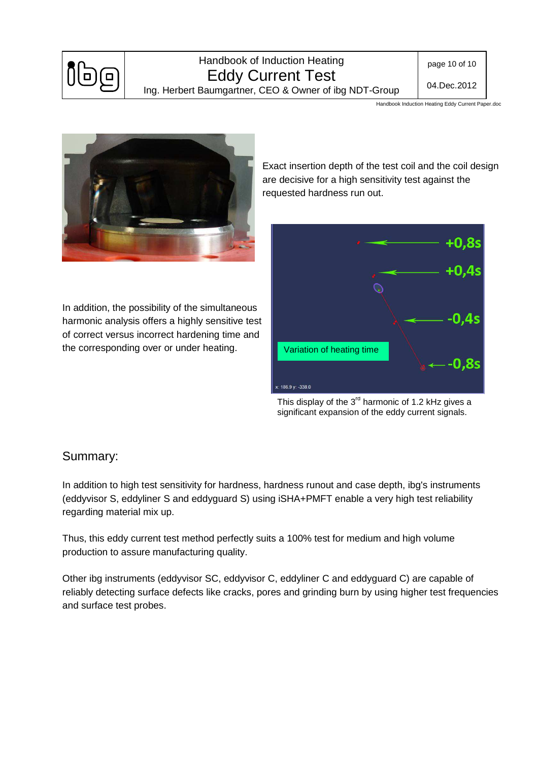Exact insertion depth of the test coil and the coil design are decisive for a high sensitivity test against the requested hardness run out.

In addition, the possibility of the simultaneous harmonic analysis offers a highly sensitive test of correct versus incorrect hardening time and the corresponding over or under heating.

+0,8s

+0,4s

-0,4s

-0,8s

Variation of heating time

x: 186.9 y: -338.0

This display of the 3rd harmonic of 1.2 kHz gives a significant expansion of the eddy current signals.

## Summary:

In addition to high test sensitivity for hardness, hardness runout and case depth, ibg's instruments (eddyvisor S, eddyliner S and eddyguard S) using iSHA+PMFT enable a very high test reliability regarding material mix up.

Thus, this eddy current test method perfectly suits a 100% test for medium and high volume production to assure manufacturing quality.

Other ibg instruments (eddyvisor SC, eddyvisor C, eddyliner C and eddyguard C) are capable of reliably detecting surface defects like cracks, pores and grinding burn by using higher test frequencies and surface test probes.